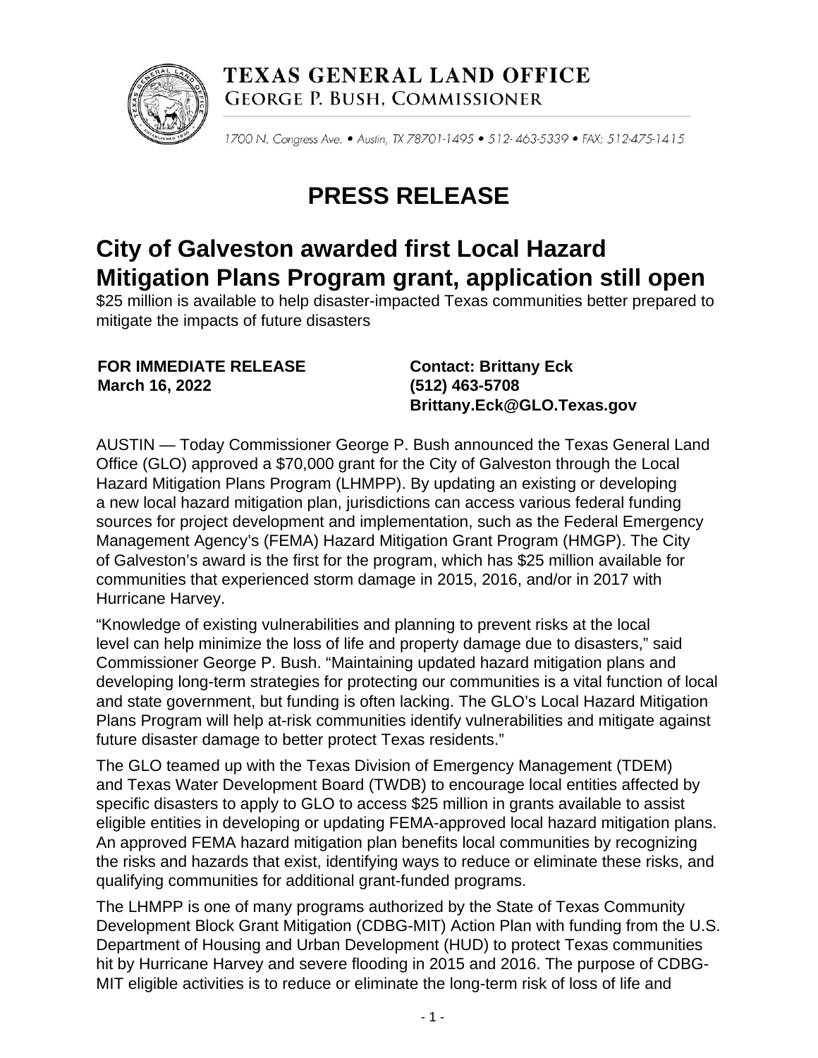**TEXAS GENERAL LAND OFFICE**
**GEORGE P. BUSH, COMMISSIONER**

1700 N. Congress Ave. • Austin, TX 78701-1495 • 512- 463-5339 • FAX: 512-475-1415

# PRESS RELEASE

## City of Galveston awarded first Local Hazard Mitigation Plans Program grant, application still open

$25 million is available to help disaster-impacted Texas communities better prepared to mitigate the impacts of future disasters

**FOR IMMEDIATE RELEASE**
**March 16, 2022**

**Contact: Brittany Eck**
**(512) 463-5708**
**Brittany.Eck@GLO.Texas.gov**

AUSTIN — Today Commissioner George P. Bush announced the Texas General Land Office (GLO) approved a $70,000 grant for the City of Galveston through the Local Hazard Mitigation Plans Program (LHMPP). By updating an existing or developing a new local hazard mitigation plan, jurisdictions can access various federal funding sources for project development and implementation, such as the Federal Emergency Management Agency's (FEMA) Hazard Mitigation Grant Program (HMGP). The City of Galveston's award is the first for the program, which has $25 million available for communities that experienced storm damage in 2015, 2016, and/or in 2017 with Hurricane Harvey.

"Knowledge of existing vulnerabilities and planning to prevent risks at the local level can help minimize the loss of life and property damage due to disasters," said Commissioner George P. Bush. "Maintaining updated hazard mitigation plans and developing long-term strategies for protecting our communities is a vital function of local and state government, but funding is often lacking. The GLO's Local Hazard Mitigation Plans Program will help at-risk communities identify vulnerabilities and mitigate against future disaster damage to better protect Texas residents."

The GLO teamed up with the Texas Division of Emergency Management (TDEM) and Texas Water Development Board (TWDB) to encourage local entities affected by specific disasters to apply to GLO to access $25 million in grants available to assist eligible entities in developing or updating FEMA-approved local hazard mitigation plans. An approved FEMA hazard mitigation plan benefits local communities by recognizing the risks and hazards that exist, identifying ways to reduce or eliminate these risks, and qualifying communities for additional grant-funded programs.

The LHMPP is one of many programs authorized by the State of Texas Community Development Block Grant Mitigation (CDBG-MIT) Action Plan with funding from the U.S. Department of Housing and Urban Development (HUD) to protect Texas communities hit by Hurricane Harvey and severe flooding in 2015 and 2016. The purpose of CDBG-MIT eligible activities is to reduce or eliminate the long-term risk of loss of life and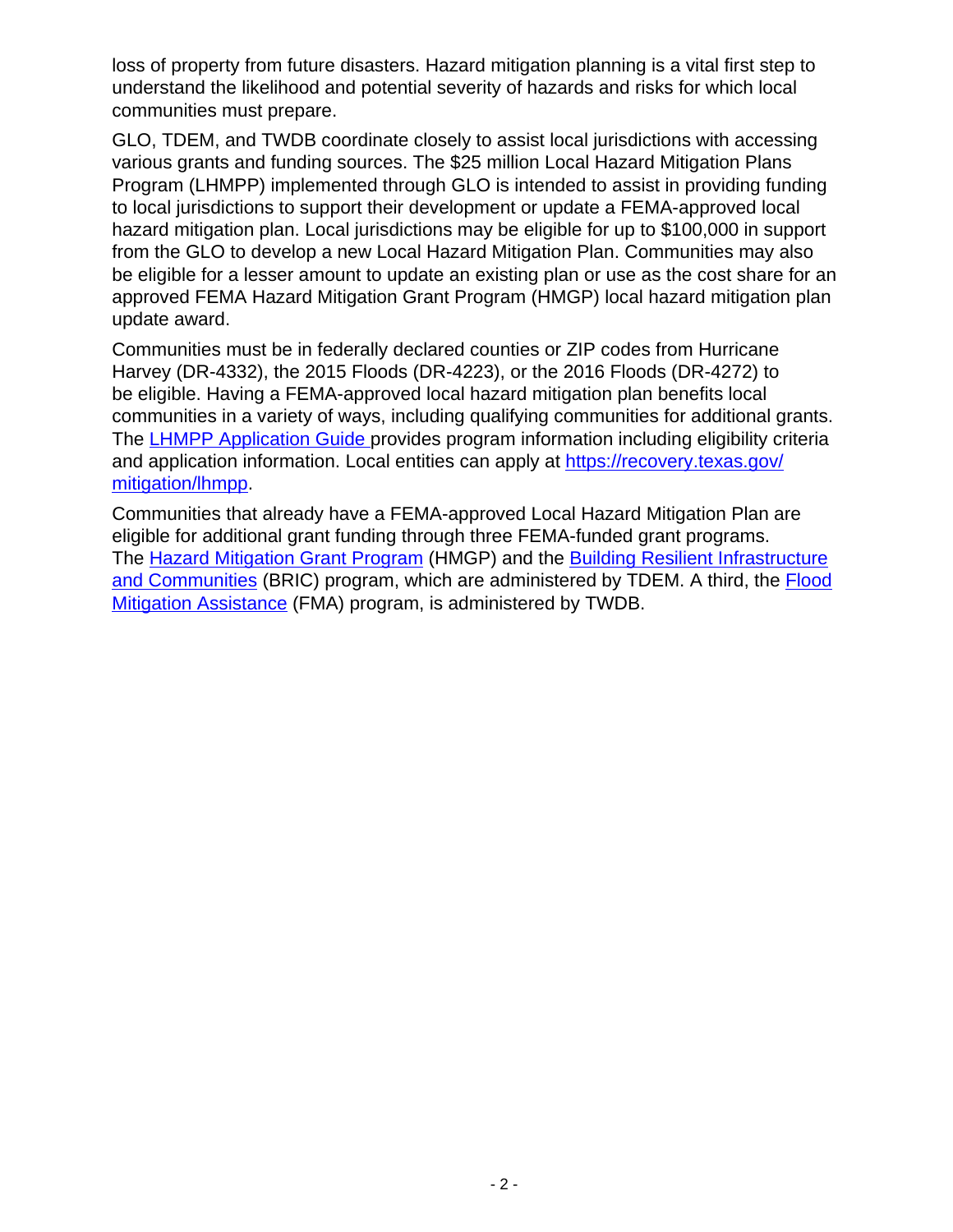loss of property from future disasters. Hazard mitigation planning is a vital first step to understand the likelihood and potential severity of hazards and risks for which local communities must prepare.

GLO, TDEM, and TWDB coordinate closely to assist local jurisdictions with accessing various grants and funding sources. The $25 million Local Hazard Mitigation Plans Program (LHMPP) implemented through GLO is intended to assist in providing funding to local jurisdictions to support their development or update a FEMA-approved local hazard mitigation plan. Local jurisdictions may be eligible for up to $100,000 in support from the GLO to develop a new Local Hazard Mitigation Plan. Communities may also be eligible for a lesser amount to update an existing plan or use as the cost share for an approved FEMA Hazard Mitigation Grant Program (HMGP) local hazard mitigation plan update award.

Communities must be in federally declared counties or ZIP codes from Hurricane Harvey (DR-4332), the 2015 Floods (DR-4223), or the 2016 Floods (DR-4272) to be eligible. Having a FEMA-approved local hazard mitigation plan benefits local communities in a variety of ways, including qualifying communities for additional grants. The LHMPP Application Guide provides program information including eligibility criteria and application information. Local entities can apply at https://recovery.texas.gov/mitigation/lhmpp.

Communities that already have a FEMA-approved Local Hazard Mitigation Plan are eligible for additional grant funding through three FEMA-funded grant programs. The Hazard Mitigation Grant Program (HMGP) and the Building Resilient Infrastructure and Communities (BRIC) program, which are administered by TDEM. A third, the Flood Mitigation Assistance (FMA) program, is administered by TWDB.